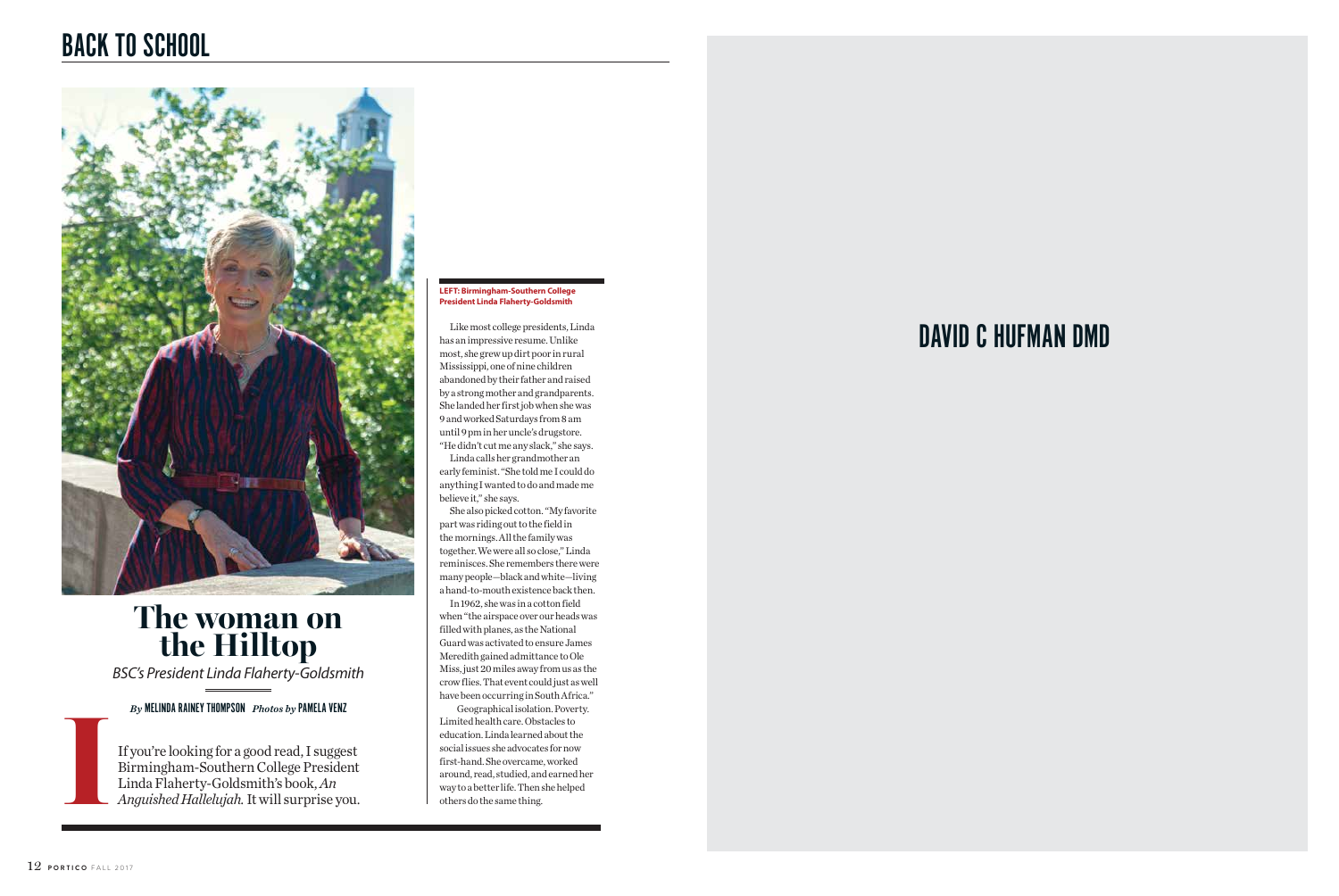# BACK TO SCHOOL

# The woman on the Hilltop

*BSC's President Linda Flaherty-Goldsmith*

*By* MELINDA RAINEY THOMPSON *Photos by* PAMELA VENZ

If you're looking for a good read, I suggest Birmingham-Southern College President Linda Flaherty-Goldsmith's book, *An Anguished Hallelujah.* It will surprise you.

**LEFT: Birmingham-Southern College President Linda Flaherty-Goldsmith**

Like most college presidents, Linda has an impressive resume. Unlike most, she grew up dirt poor in rural Mississippi, one of nine children abandoned by their father and raised by a strong mother and grandparents. She landed her first job when she was 9 and worked Saturdays from 8 am until 9 pm in her uncle's drugstore. "He didn't cut me any slack," she says.

Linda calls her grandmother an early feminist. "She told me I could do anything I wanted to do and made me believe it," she says.

She also picked cotton. "My favorite part was riding out to the field in the mornings. All the family was together. We were all so close," Linda reminisces. She remembers there were many people—black and white—living a hand-to-mouth existence back then.

In 1962, she was in a cotton field when "the airspace over our heads was filled with planes, as the National Guard was activated to ensure James Meredith gained admittance to Ole Miss, just 20 miles away from us as the crow flies. That event could just as well have been occurring in South Africa."

Geographical isolation. Poverty. Limited health care. Obstacles to education. Linda learned about the social issues she advocates for now first-hand. She overcame, worked around, read, studied, and earned her way to a better life. Then she helped others do the same thing.

DAVID C HUFMAN DMD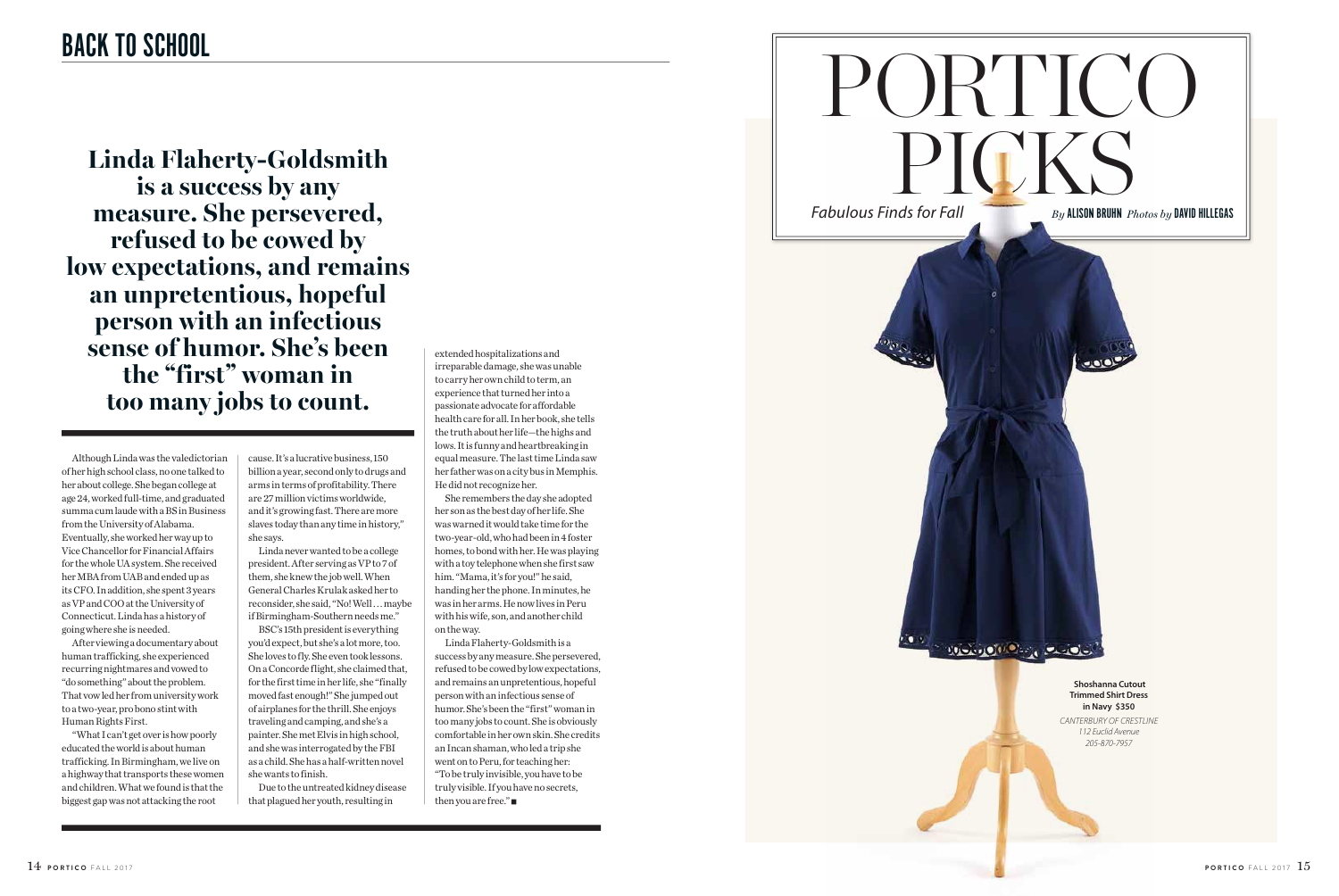## BACK TO SCHOOL

**Linda Flaherty-Goldsmith is a success by any measure. She persevered, refused to be cowed by low expectations, and remains an unpretentious, hopeful person with an infectious sense of humor. She's been the "first" woman in too many jobs to count.**

Although Linda was the valedictorian of her high school class, no one talked to her about college. She began college at age 24, worked full-time, and graduated summa cum laude with a BS in Business from the University of Alabama. Eventually, she worked her way up to Vice Chancellor for Financial Affairs for the whole UA system. She received her MBA from UAB and ended up as its CFO. In addition, she spent 3 years as VP and COO at the University of Connecticut. Linda has a history of going where she is needed.

After viewing a documentary about human trafficking, she experienced recurring nightmares and vowed to "do something" about the problem. That vow led her from university work to a two-year, pro bono stint with Human Rights First.

"What I can't get over is how poorly educated the world is about human trafficking. In Birmingham, we live on a highway that transports these women and children. What we found is that the biggest gap was not attacking the root cause. It's a lucrative business, 150 billion a year, second only to drugs and arms in terms of profitability. There are 27 million victims worldwide, and it's growing fast. There are more slaves today than any time in history," she says.

Linda never wanted to be a college president. After serving as VP to 7 of them, she knew the job well. When General Charles Krulak asked her to reconsider, she said, "No! Well … maybe if Birmingham-Southern needs me."

BSC's 15th president is everything you'd expect, but she's a lot more, too. She loves to fly. She even took lessons. On a Concorde flight, she claimed that, for the first time in her life, she "finally moved fast enough!" She jumped out of airplanes for the thrill. She enjoys traveling and camping, and she's a painter. She met Elvis in high school, and she was interrogated by the FBI as a child. She has a half-written novel she wants to finish.

Due to the untreated kidney disease that plagued her youth, resulting in extended hospitalizations and irreparable damage, she was unable to carry her own child to term, an experience that turned her into a passionate advocate for affordable health care for all. In her book, she tells the truth about her life—the highs and lows. It is funny and heartbreaking in equal measure. The last time Linda saw her father was on a city bus in Memphis. He did not recognize her.

She remembers the day she adopted her son as the best day of her life. She was warned it would take time for the two-year-old, who had been in 4 foster homes, to bond with her. He was playing with a toy telephone when she first saw him. "Mama, it's for you!" he said, handing her the phone. In minutes, he was in her arms. He now lives in Peru with his wife, son, and another child on the way.

Linda Flaherty-Goldsmith is a success by any measure. She persevered, refused to be cowed by low expectations, and remains an unpretentious, hopeful person with an infectious sense of humor. She's been the "first" woman in too many jobs to count. She is obviously comfortable in her own skin. She credits an Incan shaman, who led a trip she went on to Peru, for teaching her: "To be truly invisible, you have to be truly visible. If you have no secrets, then you are free." ■

# PORTICO PICKS

*Fabulous Finds for Fall*

*By* ALISON BRUHN *Photos by* DAVID HILLEGAS

**Shoshanna Cutout Trimmed Shirt Dress in Navy $350**

*CANTERBURY OF CRESTLINE*
*112 Euclid Avenue*
*205-870-7957*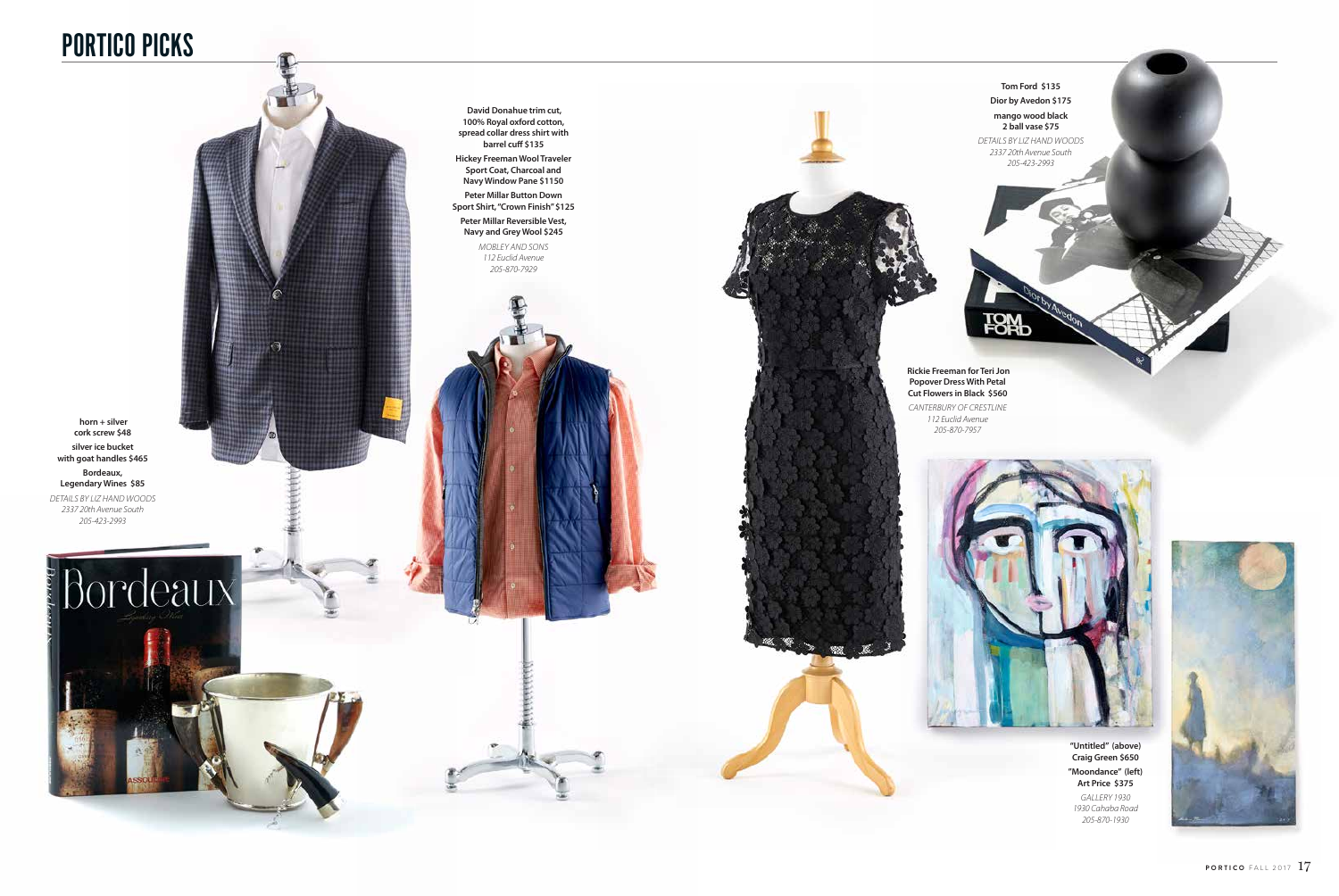# PORTICO PICKS

**horn + silver cork screw $48**

**silver ice bucket with goat handles $465**

**Bordeaux, Legendary Wines $85**

*DETAILS BY LIZ HAND WOODS*
*2337 20th Avenue South*
*205-423-2993*

**David Donahue trim cut, 100% Royal oxford cotton, spread collar dress shirt with barrel cuff $135**

**Hickey Freeman Wool Traveler Sport Coat, Charcoal and Navy Window Pane $1150**

**Peter Millar Button Down Sport Shirt, "Crown Finish" $125**

**Peter Millar Reversible Vest, Navy and Grey Wool $245**

*MOBLEY AND SONS*
*112 Euclid Avenue*
*205-870-7929*

**Tom Ford $135**

**Dior by Avedon $175**

**mango wood black 2 ball vase $75**

*DETAILS BY LIZ HAND WOODS*
*2337 20th Avenue South*
*205-423-2993*

**Rickie Freeman for Teri Jon Popover Dress With Petal Cut Flowers in Black $560**

*CANTERBURY OF CRESTLINE*
*112 Euclid Avenue*
*205-870-7957*

**"Untitled" (above) Craig Green $650**

**"Moondance" (left) Art Price $375**

*GALLERY 1930*
*1930 Cahaba Road*
*205-870-1930*